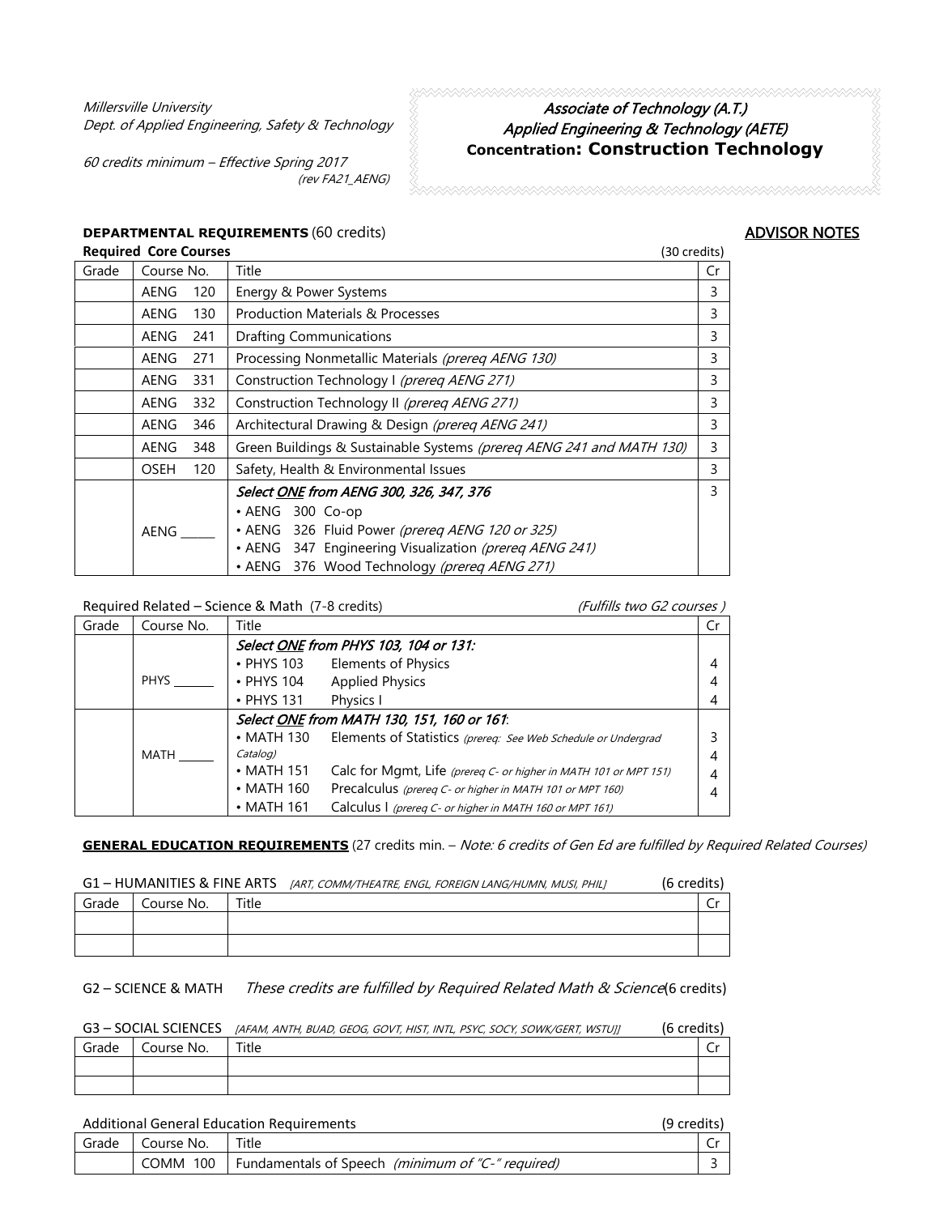Millersville University
Dept. of Applied Engineering, Safety & Technology

60 credits minimum – Effective Spring 2017
(rev FA21_AENG)

# *Associate of Technology (A.T.)*
# *Applied Engineering & Technology (AETE)*
## Concentration: Construction Technology

**DEPARTMENTAL REQUIREMENTS** (60 credits)

ADVISOR NOTES

**Required Core Courses** (30 credits)

| Grade | Course No. | Title | Cr |
|---|---|---|---|
| | AENG 120 | Energy & Power Systems | 3 |
| | AENG 130 | Production Materials & Processes | 3 |
| | AENG 241 | Drafting Communications | 3 |
| | AENG 271 | Processing Nonmetallic Materials *(prereq AENG 130)* | 3 |
| | AENG 331 | Construction Technology I *(prereq AENG 271)* | 3 |
| | AENG 332 | Construction Technology II *(prereq AENG 271)* | 3 |
| | AENG 346 | Architectural Drawing & Design *(prereq AENG 241)* | 3 |
| | AENG 348 | Green Buildings & Sustainable Systems *(prereq AENG 241 and MATH 130)* | 3 |
| | OSEH 120 | Safety, Health & Environmental Issues | 3 |
| | AENG ______ | ***Select ONE from AENG 300, 326, 347, 376*** <br> • AENG 300 Co-op <br> • AENG 326 Fluid Power *(prereq AENG 120 or 325)* <br> • AENG 347 Engineering Visualization *(prereq AENG 241)* <br> • AENG 376 Wood Technology *(prereq AENG 271)* | 3 |

Required Related – Science & Math (7-8 credits) *(Fulfills two G2 courses )*

| Grade | Course No. | Title | Cr |
|---|---|---|---|
| | PHYS ______ | ***Select ONE from PHYS 103, 104 or 131:*** <br> • PHYS 103 Elements of Physics <br> • PHYS 104 Applied Physics <br> • PHYS 131 Physics I | <br> 4 <br> 4 <br> 4 |
| | MATH ______ | ***Select ONE from MATH 130, 151, 160 or 161:*** <br> • MATH 130 Elements of Statistics *(prereq: See Web Schedule or Undergrad Catalog)* <br> • MATH 151 Calc for Mgmt, Life *(prereq C- or higher in MATH 101 or MPT 151)* <br> • MATH 160 Precalculus *(prereq C- or higher in MATH 101 or MPT 160)* <br> • MATH 161 Calculus I *(prereq C- or higher in MATH 160 or MPT 161)* | <br> 3 <br> 4 <br> 4 <br> 4 |

**GENERAL EDUCATION REQUIREMENTS** (27 credits min. – *Note: 6 credits of Gen Ed are fulfilled by Required Related Courses)*

G1 – HUMANITIES & FINE ARTS *[ART, COMM/THEATRE, ENGL, FOREIGN LANG/HUMN, MUSI, PHIL]* (6 credits)

| Grade | Course No. | Title | Cr |
|---|---|---|---|
| | | | |
| | | | |

G2 – SCIENCE & MATH *These credits are fulfilled by Required Related Math & Science* (6 credits)

G3 – SOCIAL SCIENCES *[AFAM, ANTH, BUAD, GEOG, GOVT, HIST, INTL, PSYC, SOCY, SOWK/GERT, WSTU]]* (6 credits)

| Grade | Course No. | Title | Cr |
|---|---|---|---|
| | | | |
| | | | |

Additional General Education Requirements (9 credits)

| Grade | Course No. | Title | Cr |
|---|---|---|---|
| | COMM 100 | Fundamentals of Speech *(minimum of "C-" required)* | 3 |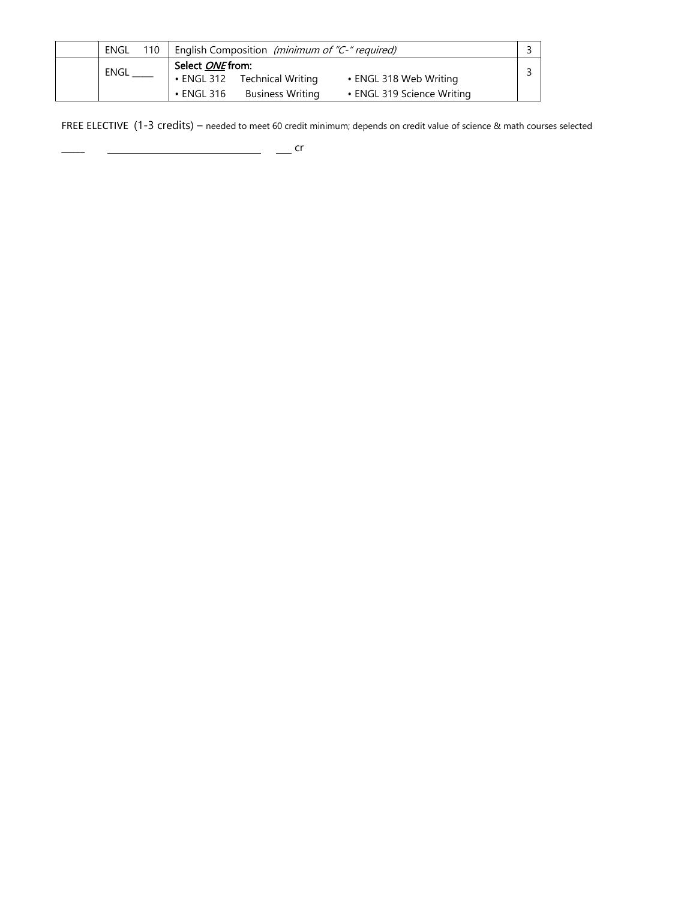| | | | |
|---|---|---|---|
| | ENGL 110 | English Composition *(minimum of "C-" required)* | 3 |
| | ENGL ____ | Select ***ONE*** from:<br>• ENGL 312 Technical Writing • ENGL 318 Web Writing<br>• ENGL 316 Business Writing • ENGL 319 Science Writing | 3 |

FREE ELECTIVE (1-3 credits) – needed to meet 60 credit minimum; depends on credit value of science & math courses selected

_____ ________________________________ ___ cr